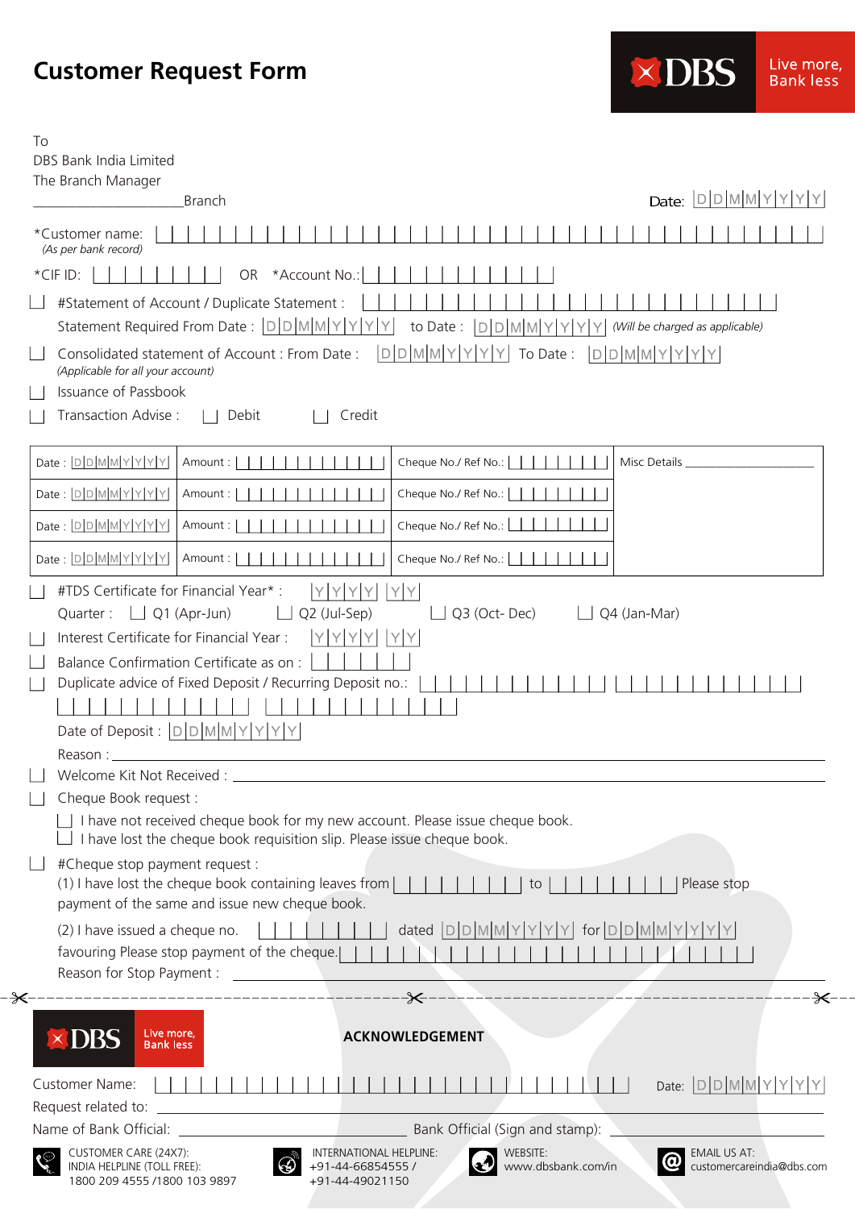# Customer Request Form

DBS Live more, Bank less

To
DBS Bank India Limited
The Branch Manager
____________________Branch

Date: DDMMYYYY

*Customer name: ______________________
*(As per bank record)*

*CIF ID: __________ OR *Account No.: __________

- ☐ #Statement of Account / Duplicate Statement : __________
  Statement Required From Date : DDMMYYYY to Date : DDMMYYYY *(Will be charged as applicable)*
- ☐ Consolidated statement of Account : From Date : DDMMYYYY To Date : DDMMYYYY
  *(Applicable for all your account)*
- ☐ Issuance of Passbook
- ☐ Transaction Advise : ☐ Debit ☐ Credit

| Date : DDMMYYYY | Amount : | Cheque No./ Ref No.: | Misc Details ____________ |
|---|---|---|---|
| Date : DDMMYYYY | Amount : | Cheque No./ Ref No.: | |
| Date : DDMMYYYY | Amount : | Cheque No./ Ref No.: | |
| Date : DDMMYYYY | Amount : | Cheque No./ Ref No.: | |

- ☐ #TDS Certificate for Financial Year* : YYYY YY
  Quarter : ☐ Q1 (Apr-Jun) ☐ Q2 (Jul-Sep) ☐ Q3 (Oct- Dec) ☐ Q4 (Jan-Mar)
- ☐ Interest Certificate for Financial Year : YYYY YY
- ☐ Balance Confirmation Certificate as on : __________
- ☐ Duplicate advice of Fixed Deposit / Recurring Deposit no.: __________
  Date of Deposit : DDMMYYYY
  Reason : __________
- ☐ Welcome Kit Not Received : __________
- ☐ Cheque Book request :
  - ☐ I have not received cheque book for my new account. Please issue cheque book.
  - ☐ I have lost the cheque book requisition slip. Please issue cheque book.
- ☐ #Cheque stop payment request :
  (1) I have lost the cheque book containing leaves from __________ to __________ Please stop payment of the same and issue new cheque book.
  (2) I have issued a cheque no. __________ dated DDMMYYYY for DDMMYYYY favouring Please stop payment of the cheque. __________
  Reason for Stop Payment : __________

---

DBS Live more, Bank less

## ACKNOWLEDGEMENT

Customer Name: __________ Date: DDMMYYYY

Request related to: __________

Name of Bank Official: __________ Bank Official (Sign and stamp): __________

CUSTOMER CARE (24X7):
INDIA HELPLINE (TOLL FREE):
1800 209 4555 /1800 103 9897

INTERNATIONAL HELPLINE:
+91-44-66854555 /
+91-44-49021150

WEBSITE:
www.dbsbank.com/in

EMAIL US AT:
customercareindia@dbs.com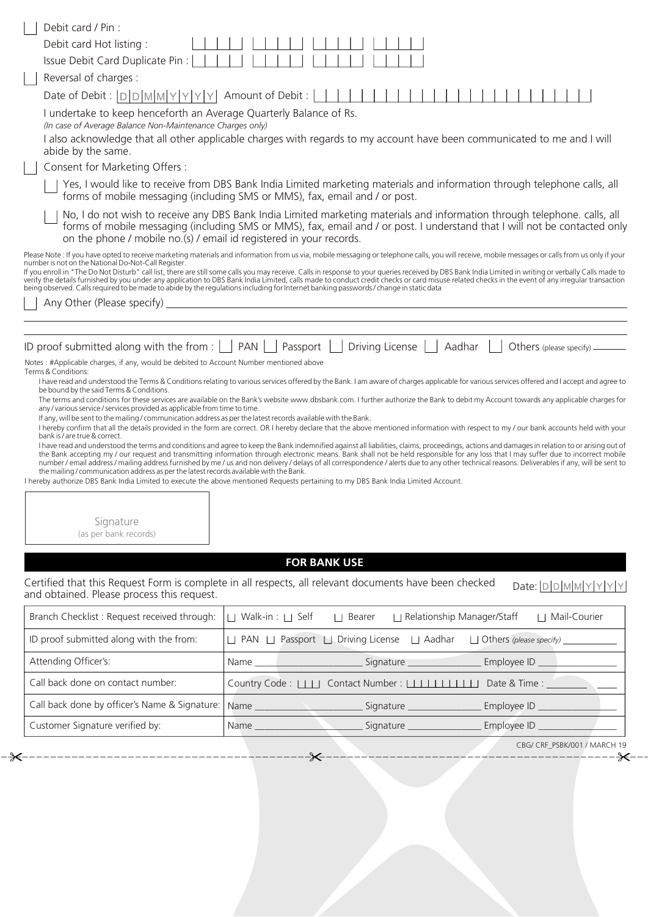☐ Debit card / Pin :

Debit card Hot listing : ☐☐☐☐ ☐☐☐☐ ☐☐☐☐ ☐☐☐☐

Issue Debit Card Duplicate Pin : ☐☐☐☐ ☐☐☐☐ ☐☐☐☐ ☐☐☐☐

☐ Reversal of charges :

Date of Debit : D D M M Y Y Y Y Amount of Debit :

I undertake to keep henceforth an Average Quarterly Balance of Rs.

*(In case of Average Balance Non-Maintenance Charges only)*

I also acknowledge that all other applicable charges with regards to my account have been communicated to me and I will abide by the same.

☐ Consent for Marketing Offers :

☐ Yes, I would like to receive from DBS Bank India Limited marketing materials and information through telephone calls, all forms of mobile messaging (including SMS or MMS), fax, email and / or post.

☐ No, I do not wish to receive any DBS Bank India Limited marketing materials and information through telephone. calls, all forms of mobile messaging (including SMS or MMS), fax, email and / or post. I understand that I will not be contacted only on the phone / mobile no.(s) / email id registered in your records.

Please Note : If you have opted to receive marketing materials and information from us via, mobile messaging or telephone calls, you will receive, mobile messages or calls from us only if your number is not on the National Do-Not-Call Register.
If you enroll in "The Do Not Disturb" call list, there are still some calls you may receive. Calls in response to your queries received by DBS Bank India Limited in writing or verbally Calls made to verify the details furnished by you under any application to DBS Bank India Limited, calls made to conduct credit checks or card misuse related checks in the event of any irregular transaction being observed. Calls required to be made to abide by the regulations including for Internet banking passwords / change in static data

☐ Any Other (Please specify) ____________________

ID proof submitted along with the from : ☐ PAN ☐ Passport ☐ Driving License ☐ Aadhar ☐ Others (please specify) ______

Notes : #Applicable charges, if any, would be debited to Account Number mentioned above

Terms & Conditions:

I have read and understood the Terms & Conditions relating to various services offered by the Bank. I am aware of charges applicable for various services offered and I accept and agree to be bound by the said Terms & Conditions.

The terms and conditions for these services are available on the Bank's website www.dbsbank.com. I further authorize the Bank to debit my Account towards any applicable charges for any / various service / services provided as applicable from time to time.

If any, will be sent to the mailing / communication address as per the latest records available with the Bank.

I hereby confirm that all the details provided in the form are correct. OR I hereby declare that the above mentioned information with respect to my / our bank accounts held with your bank is / are true & correct.

I have read and understood the terms and conditions and agree to keep the Bank indemnified against all liabilities, claims, proceedings, actions and damages in relation to or arising out of the Bank accepting my / our request and transmitting information through electronic means. Bank shall not be held responsible for any loss that I may suffer due to incorrect mobile number / email address / mailing address furnished by me / us and non delivery / delays of all correspondence / alerts due to any other technical reasons. Deliverables if any, will be sent to the mailing / communication address as per the latest records available with the Bank.

I hereby authorize DBS Bank India Limited to execute the above mentioned Requests pertaining to my DBS Bank India Limited Account.

Signature
(as per bank records)

## FOR BANK USE

Certified that this Request Form is complete in all respects, all relevant documents have been checked and obtained. Please process this request.

Date: D D M M Y Y Y Y

| | |
|---|---|
| Branch Checklist : Request received through: | ☐ Walk-in : ☐ Self ☐ Bearer ☐ Relationship Manager/Staff ☐ Mail-Courier |
| ID proof submitted along with the from: | ☐ PAN ☐ Passport ☐ Driving License ☐ Aadhar ☐ Others *(please specify)* ______ |
| Attending Officer's: | Name ______ Signature ______ Employee ID ______ |
| Call back done on contact number: | Country Code : ☐☐☐ Contact Number : ☐☐☐☐☐☐☐☐☐☐ Date & Time : ______ |
| Call back done by officer's Name & Signature: | Name ______ Signature ______ Employee ID ______ |
| Customer Signature verified by: | Name ______ Signature ______ Employee ID ______ |

CBG/ CRF_PSBK/001 / MARCH 19